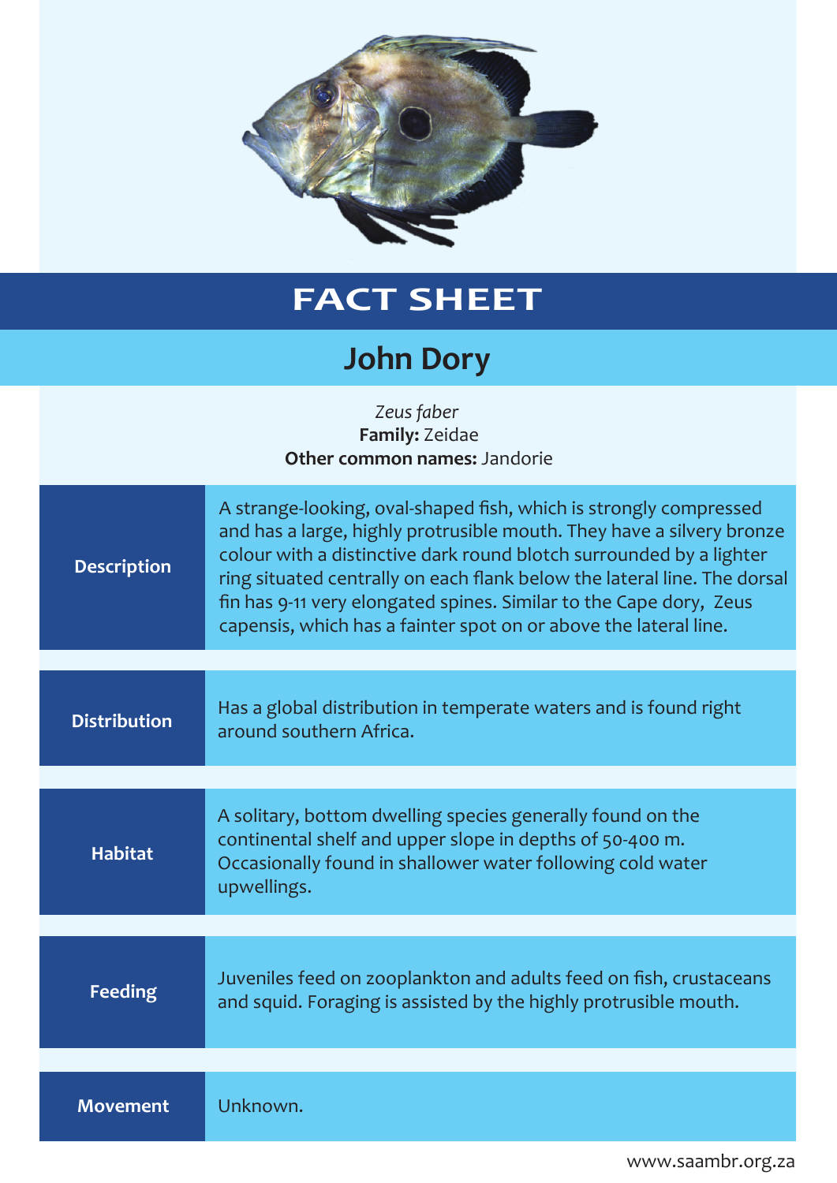# FACT SHEET

## John Dory

*Zeus faber*
**Family:** Zeidae
**Other common names:** Jandorie

| | |
|---|---|
| **Description** | A strange-looking, oval-shaped fish, which is strongly compressed and has a large, highly protrusible mouth. They have a silvery bronze colour with a distinctive dark round blotch surrounded by a lighter ring situated centrally on each flank below the lateral line. The dorsal fin has 9-11 very elongated spines. Similar to the Cape dory, Zeus capensis, which has a fainter spot on or above the lateral line. |
| **Distribution** | Has a global distribution in temperate waters and is found right around southern Africa. |
| **Habitat** | A solitary, bottom dwelling species generally found on the continental shelf and upper slope in depths of 50-400 m. Occasionally found in shallower water following cold water upwellings. |
| **Feeding** | Juveniles feed on zooplankton and adults feed on fish, crustaceans and squid. Foraging is assisted by the highly protrusible mouth. |
| **Movement** | Unknown. |

www.saambr.org.za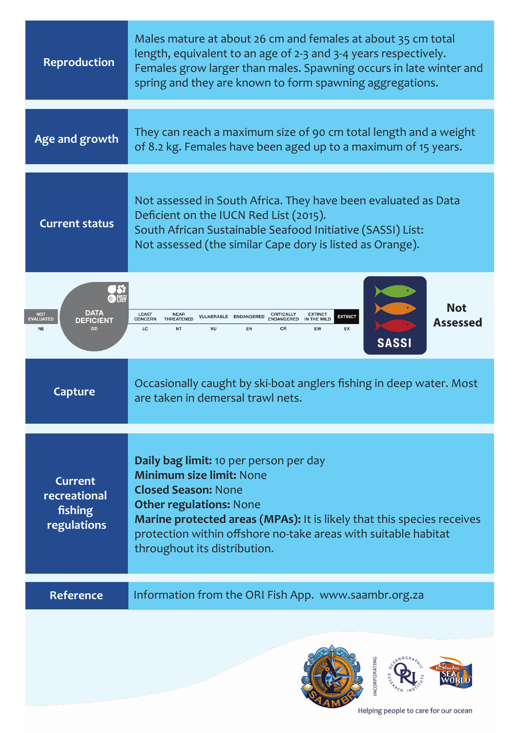## Reproduction

Males mature at about 26 cm and females at about 35 cm total length, equivalent to an age of 2-3 and 3-4 years respectively. Females grow larger than males. Spawning occurs in late winter and spring and they are known to form spawning aggregations.

## Age and growth

They can reach a maximum size of 90 cm total length and a weight of 8.2 kg. Females have been aged up to a maximum of 15 years.

## Current status

Not assessed in South Africa. They have been evaluated as Data Deficient on the IUCN Red List (2015).
South African Sustainable Seafood Initiative (SASSI) List:
Not assessed (the similar Cape dory is listed as Orange).

NOT EVALUATED NE | DATA DEFICIENT DD | LEAST CONCERN LC | NEAR THREATENED NT | VULNERABLE VU | ENDANGERED EN | CRITICALLY ENDANGERED CR | EXTINCT IN THE WILD EW | EXTINCT EX

SASSI

**Not Assessed**

## Capture

Occasionally caught by ski-boat anglers fishing in deep water. Most are taken in demersal trawl nets.

## Current recreational fishing regulations

**Daily bag limit:** 10 per person per day
**Minimum size limit:** None
**Closed Season:** None
**Other regulations:** None
**Marine protected areas (MPAs):** It is likely that this species receives protection within offshore no-take areas with suitable habitat throughout its distribution.

## Reference

Information from the ORI Fish App. www.saambr.org.za

SAAMBR INCORPORATING OCEANOGRAPHIC RESEARCH INSTITUTE uShaka SEA WORLD

Helping people to care for our ocean